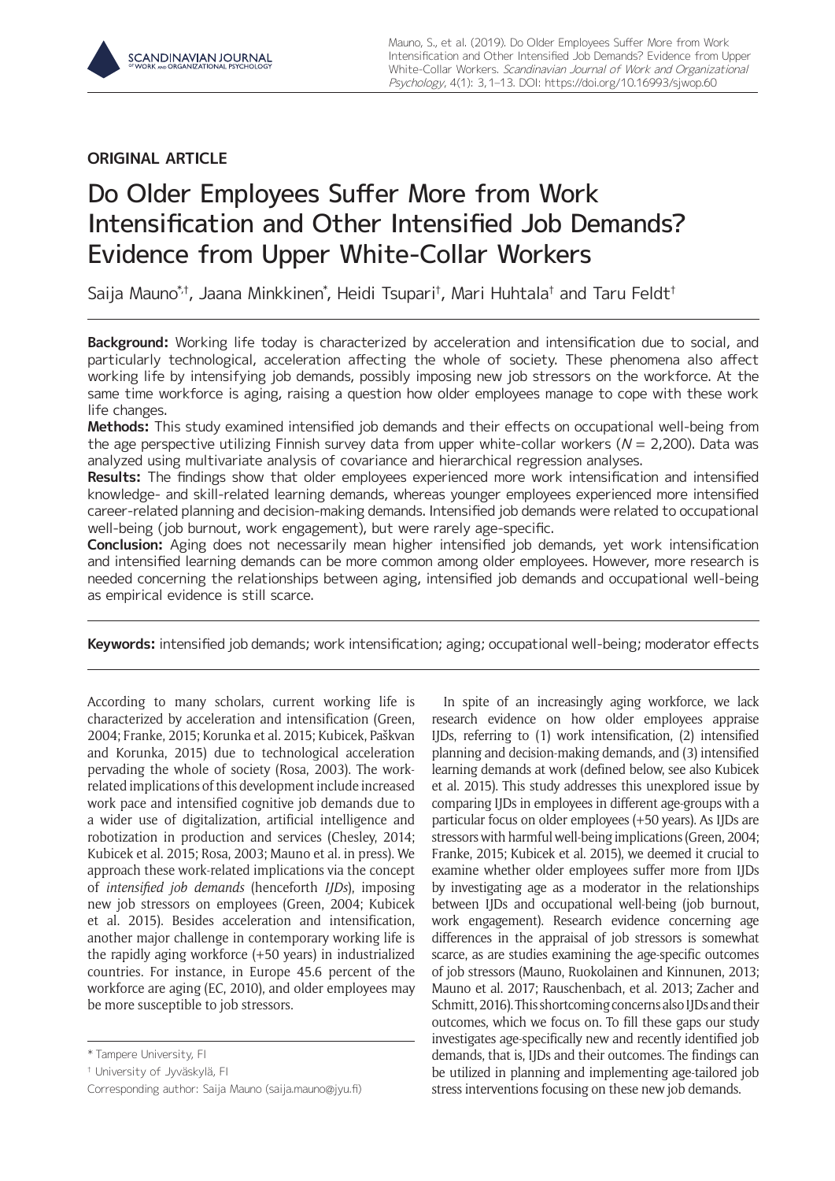**ORIGINAL ARTICLE**

# Do Older Employees Suffer More from Work Intensification and Other Intensified Job Demands? Evidence from Upper White-Collar Workers

Saija Mauno[*,†], Jaana Minkkinen[*], Heidi Tsupari[†], Mari Huhtala[†] and Taru Feldt[†]

**Background:** Working life today is characterized by acceleration and intensification due to social, and particularly technological, acceleration affecting the whole of society. These phenomena also affect working life by intensifying job demands, possibly imposing new job stressors on the workforce. At the same time workforce is aging, raising a question how older employees manage to cope with these work life changes.

**Methods:** This study examined intensified job demands and their effects on occupational well-being from the age perspective utilizing Finnish survey data from upper white-collar workers ($N$ = 2,200). Data was analyzed using multivariate analysis of covariance and hierarchical regression analyses.

**Results:** The findings show that older employees experienced more work intensification and intensified knowledge- and skill-related learning demands, whereas younger employees experienced more intensified career-related planning and decision-making demands. Intensified job demands were related to occupational well-being (job burnout, work engagement), but were rarely age-specific.

**Conclusion:** Aging does not necessarily mean higher intensified job demands, yet work intensification and intensified learning demands can be more common among older employees. However, more research is needed concerning the relationships between aging, intensified job demands and occupational well-being as empirical evidence is still scarce.

**Keywords:** intensified job demands; work intensification; aging; occupational well-being; moderator effects

According to many scholars, current working life is characterized by acceleration and intensification (Green, 2004; Franke, 2015; Korunka et al. 2015; Kubicek, Paškvan and Korunka, 2015) due to technological acceleration pervading the whole of society (Rosa, 2003). The work-related implications of this development include increased work pace and intensified cognitive job demands due to a wider use of digitalization, artificial intelligence and robotization in production and services (Chesley, 2014; Kubicek et al. 2015; Rosa, 2003; Mauno et al. in press). We approach these work-related implications via the concept of *intensified job demands* (henceforth *IJDs*), imposing new job stressors on employees (Green, 2004; Kubicek et al. 2015). Besides acceleration and intensification, another major challenge in contemporary working life is the rapidly aging workforce (+50 years) in industrialized countries. For instance, in Europe 45.6 percent of the workforce are aging (EC, 2010), and older employees may be more susceptible to job stressors.

In spite of an increasingly aging workforce, we lack research evidence on how older employees appraise IJDs, referring to (1) work intensification, (2) intensified planning and decision-making demands, and (3) intensified learning demands at work (defined below, see also Kubicek et al. 2015). This study addresses this unexplored issue by comparing IJDs in employees in different age-groups with a particular focus on older employees (+50 years). As IJDs are stressors with harmful well-being implications (Green, 2004; Franke, 2015; Kubicek et al. 2015), we deemed it crucial to examine whether older employees suffer more from IJDs by investigating age as a moderator in the relationships between IJDs and occupational well-being (job burnout, work engagement). Research evidence concerning age differences in the appraisal of job stressors is somewhat scarce, as are studies examining the age-specific outcomes of job stressors (Mauno, Ruokolainen and Kinnunen, 2013; Mauno et al. 2017; Rauschenbach, et al. 2013; Zacher and Schmitt, 2016). This shortcoming concerns also IJDs and their outcomes, which we focus on. To fill these gaps our study investigates age-specifically new and recently identified job demands, that is, IJDs and their outcomes. The findings can be utilized in planning and implementing age-tailored job stress interventions focusing on these new job demands.

[*] Tampere University, FI

[†] University of Jyväskylä, FI

Corresponding author: Saija Mauno (saija.mauno@jyu.fi)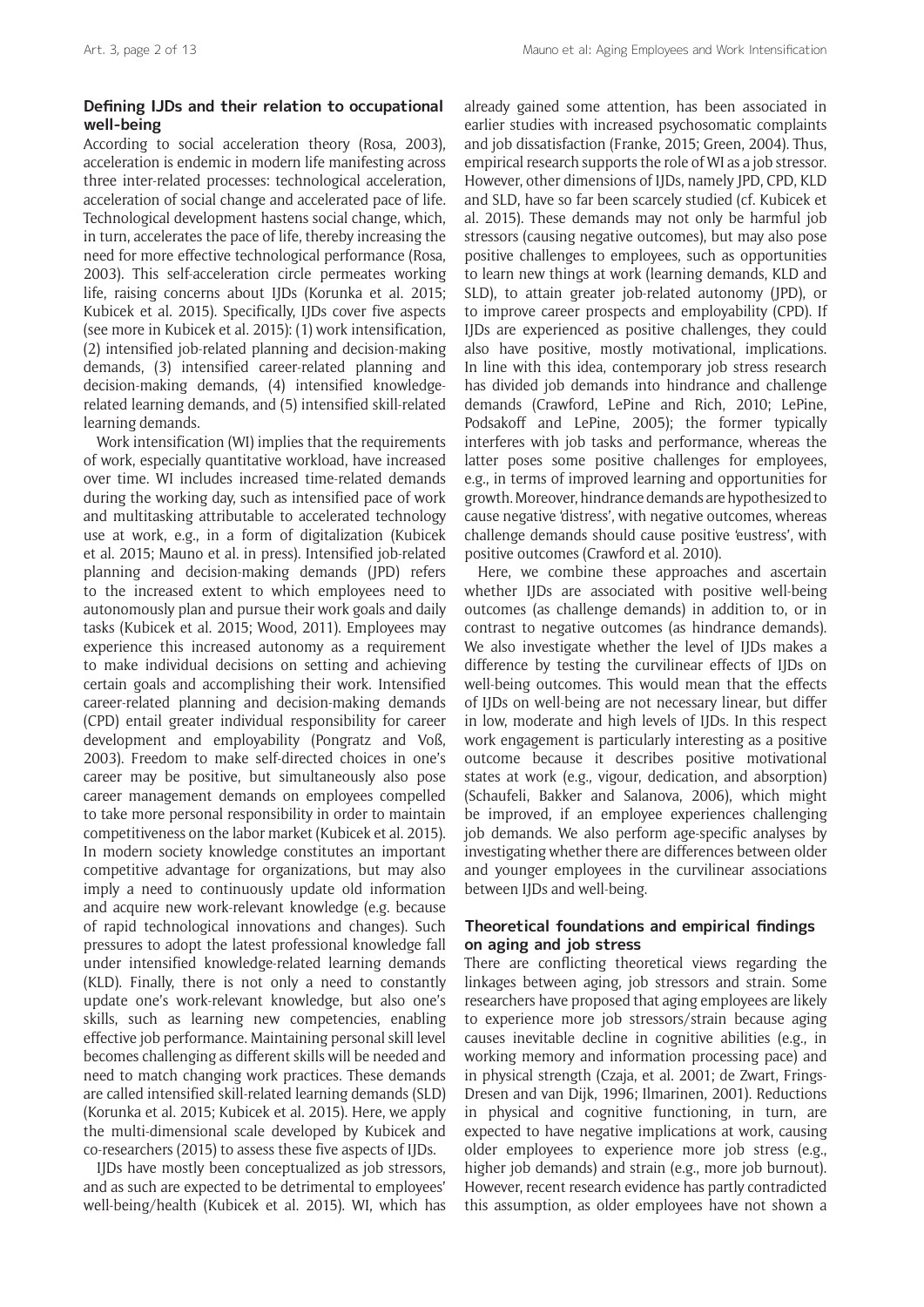### Defining IJDs and their relation to occupational well-being

According to social acceleration theory (Rosa, 2003), acceleration is endemic in modern life manifesting across three inter-related processes: technological acceleration, acceleration of social change and accelerated pace of life. Technological development hastens social change, which, in turn, accelerates the pace of life, thereby increasing the need for more effective technological performance (Rosa, 2003). This self-acceleration circle permeates working life, raising concerns about IJDs (Korunka et al. 2015; Kubicek et al. 2015). Specifically, IJDs cover five aspects (see more in Kubicek et al. 2015): (1) work intensification, (2) intensified job-related planning and decision-making demands, (3) intensified career-related planning and decision-making demands, (4) intensified knowledge-related learning demands, and (5) intensified skill-related learning demands.

Work intensification (WI) implies that the requirements of work, especially quantitative workload, have increased over time. WI includes increased time-related demands during the working day, such as intensified pace of work and multitasking attributable to accelerated technology use at work, e.g., in a form of digitalization (Kubicek et al. 2015; Mauno et al. in press). Intensified job-related planning and decision-making demands (JPD) refers to the increased extent to which employees need to autonomously plan and pursue their work goals and daily tasks (Kubicek et al. 2015; Wood, 2011). Employees may experience this increased autonomy as a requirement to make individual decisions on setting and achieving certain goals and accomplishing their work. Intensified career-related planning and decision-making demands (CPD) entail greater individual responsibility for career development and employability (Pongratz and Voß, 2003). Freedom to make self-directed choices in one's career may be positive, but simultaneously also pose career management demands on employees compelled to take more personal responsibility in order to maintain competitiveness on the labor market (Kubicek et al. 2015). In modern society knowledge constitutes an important competitive advantage for organizations, but may also imply a need to continuously update old information and acquire new work-relevant knowledge (e.g. because of rapid technological innovations and changes). Such pressures to adopt the latest professional knowledge fall under intensified knowledge-related learning demands (KLD). Finally, there is not only a need to constantly update one's work-relevant knowledge, but also one's skills, such as learning new competencies, enabling effective job performance. Maintaining personal skill level becomes challenging as different skills will be needed and need to match changing work practices. These demands are called intensified skill-related learning demands (SLD) (Korunka et al. 2015; Kubicek et al. 2015). Here, we apply the multi-dimensional scale developed by Kubicek and co-researchers (2015) to assess these five aspects of IJDs.

IJDs have mostly been conceptualized as job stressors, and as such are expected to be detrimental to employees' well-being/health (Kubicek et al. 2015). WI, which has already gained some attention, has been associated in earlier studies with increased psychosomatic complaints and job dissatisfaction (Franke, 2015; Green, 2004). Thus, empirical research supports the role of WI as a job stressor. However, other dimensions of IJDs, namely JPD, CPD, KLD and SLD, have so far been scarcely studied (cf. Kubicek et al. 2015). These demands may not only be harmful job stressors (causing negative outcomes), but may also pose positive challenges to employees, such as opportunities to learn new things at work (learning demands, KLD and SLD), to attain greater job-related autonomy (JPD), or to improve career prospects and employability (CPD). If IJDs are experienced as positive challenges, they could also have positive, mostly motivational, implications. In line with this idea, contemporary job stress research has divided job demands into hindrance and challenge demands (Crawford, LePine and Rich, 2010; LePine, Podsakoff and LePine, 2005); the former typically interferes with job tasks and performance, whereas the latter poses some positive challenges for employees, e.g., in terms of improved learning and opportunities for growth. Moreover, hindrance demands are hypothesized to cause negative 'distress', with negative outcomes, whereas challenge demands should cause positive 'eustress', with positive outcomes (Crawford et al. 2010).

Here, we combine these approaches and ascertain whether IJDs are associated with positive well-being outcomes (as challenge demands) in addition to, or in contrast to negative outcomes (as hindrance demands). We also investigate whether the level of IJDs makes a difference by testing the curvilinear effects of IJDs on well-being outcomes. This would mean that the effects of IJDs on well-being are not necessary linear, but differ in low, moderate and high levels of IJDs. In this respect work engagement is particularly interesting as a positive outcome because it describes positive motivational states at work (e.g., vigour, dedication, and absorption) (Schaufeli, Bakker and Salanova, 2006), which might be improved, if an employee experiences challenging job demands. We also perform age-specific analyses by investigating whether there are differences between older and younger employees in the curvilinear associations between IJDs and well-being.

### Theoretical foundations and empirical findings on aging and job stress

There are conflicting theoretical views regarding the linkages between aging, job stressors and strain. Some researchers have proposed that aging employees are likely to experience more job stressors/strain because aging causes inevitable decline in cognitive abilities (e.g., in working memory and information processing pace) and in physical strength (Czaja, et al. 2001; de Zwart, Frings-Dresen and van Dijk, 1996; Ilmarinen, 2001). Reductions in physical and cognitive functioning, in turn, are expected to have negative implications at work, causing older employees to experience more job stress (e.g., higher job demands) and strain (e.g., more job burnout). However, recent research evidence has partly contradicted this assumption, as older employees have not shown a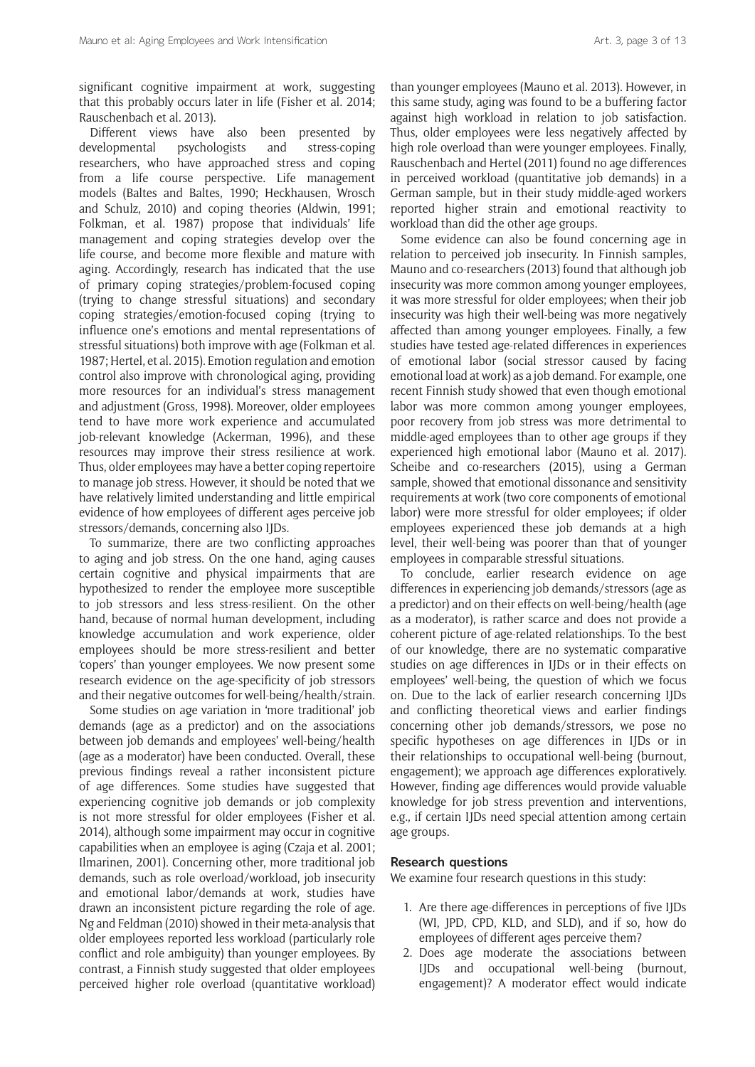significant cognitive impairment at work, suggesting that this probably occurs later in life (Fisher et al. 2014; Rauschenbach et al. 2013).

Different views have also been presented by developmental psychologists and stress-coping researchers, who have approached stress and coping from a life course perspective. Life management models (Baltes and Baltes, 1990; Heckhausen, Wrosch and Schulz, 2010) and coping theories (Aldwin, 1991; Folkman, et al. 1987) propose that individuals' life management and coping strategies develop over the life course, and become more flexible and mature with aging. Accordingly, research has indicated that the use of primary coping strategies/problem-focused coping (trying to change stressful situations) and secondary coping strategies/emotion-focused coping (trying to influence one's emotions and mental representations of stressful situations) both improve with age (Folkman et al. 1987; Hertel, et al. 2015). Emotion regulation and emotion control also improve with chronological aging, providing more resources for an individual's stress management and adjustment (Gross, 1998). Moreover, older employees tend to have more work experience and accumulated job-relevant knowledge (Ackerman, 1996), and these resources may improve their stress resilience at work. Thus, older employees may have a better coping repertoire to manage job stress. However, it should be noted that we have relatively limited understanding and little empirical evidence of how employees of different ages perceive job stressors/demands, concerning also IJDs.

To summarize, there are two conflicting approaches to aging and job stress. On the one hand, aging causes certain cognitive and physical impairments that are hypothesized to render the employee more susceptible to job stressors and less stress-resilient. On the other hand, because of normal human development, including knowledge accumulation and work experience, older employees should be more stress-resilient and better 'copers' than younger employees. We now present some research evidence on the age-specificity of job stressors and their negative outcomes for well-being/health/strain.

Some studies on age variation in 'more traditional' job demands (age as a predictor) and on the associations between job demands and employees' well-being/health (age as a moderator) have been conducted. Overall, these previous findings reveal a rather inconsistent picture of age differences. Some studies have suggested that experiencing cognitive job demands or job complexity is not more stressful for older employees (Fisher et al. 2014), although some impairment may occur in cognitive capabilities when an employee is aging (Czaja et al. 2001; Ilmarinen, 2001). Concerning other, more traditional job demands, such as role overload/workload, job insecurity and emotional labor/demands at work, studies have drawn an inconsistent picture regarding the role of age. Ng and Feldman (2010) showed in their meta-analysis that older employees reported less workload (particularly role conflict and role ambiguity) than younger employees. By contrast, a Finnish study suggested that older employees perceived higher role overload (quantitative workload) than younger employees (Mauno et al. 2013). However, in this same study, aging was found to be a buffering factor against high workload in relation to job satisfaction. Thus, older employees were less negatively affected by high role overload than were younger employees. Finally, Rauschenbach and Hertel (2011) found no age differences in perceived workload (quantitative job demands) in a German sample, but in their study middle-aged workers reported higher strain and emotional reactivity to workload than did the other age groups.

Some evidence can also be found concerning age in relation to perceived job insecurity. In Finnish samples, Mauno and co-researchers (2013) found that although job insecurity was more common among younger employees, it was more stressful for older employees; when their job insecurity was high their well-being was more negatively affected than among younger employees. Finally, a few studies have tested age-related differences in experiences of emotional labor (social stressor caused by facing emotional load at work) as a job demand. For example, one recent Finnish study showed that even though emotional labor was more common among younger employees, poor recovery from job stress was more detrimental to middle-aged employees than to other age groups if they experienced high emotional labor (Mauno et al. 2017). Scheibe and co-researchers (2015), using a German sample, showed that emotional dissonance and sensitivity requirements at work (two core components of emotional labor) were more stressful for older employees; if older employees experienced these job demands at a high level, their well-being was poorer than that of younger employees in comparable stressful situations.

To conclude, earlier research evidence on age differences in experiencing job demands/stressors (age as a predictor) and on their effects on well-being/health (age as a moderator), is rather scarce and does not provide a coherent picture of age-related relationships. To the best of our knowledge, there are no systematic comparative studies on age differences in IJDs or in their effects on employees' well-being, the question of which we focus on. Due to the lack of earlier research concerning IJDs and conflicting theoretical views and earlier findings concerning other job demands/stressors, we pose no specific hypotheses on age differences in IJDs or in their relationships to occupational well-being (burnout, engagement); we approach age differences exploratively. However, finding age differences would provide valuable knowledge for job stress prevention and interventions, e.g., if certain IJDs need special attention among certain age groups.

### Research questions

We examine four research questions in this study:

1. Are there age-differences in perceptions of five IJDs (WI, JPD, CPD, KLD, and SLD), and if so, how do employees of different ages perceive them?
2. Does age moderate the associations between IJDs and occupational well-being (burnout, engagement)? A moderator effect would indicate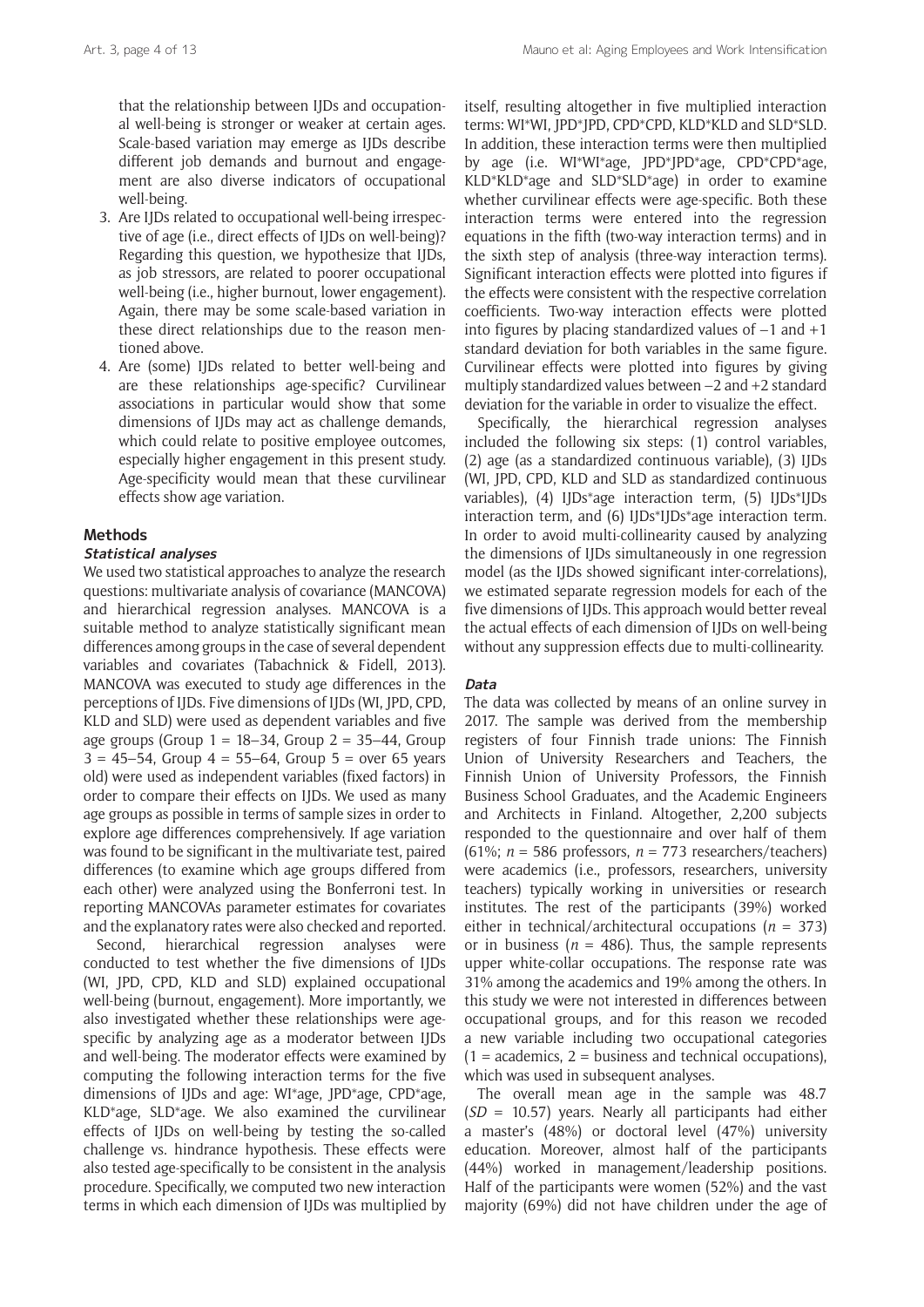that the relationship between IJDs and occupational well-being is stronger or weaker at certain ages. Scale-based variation may emerge as IJDs describe different job demands and burnout and engagement are also diverse indicators of occupational well-being.

3. Are IJDs related to occupational well-being irrespective of age (i.e., direct effects of IJDs on well-being)? Regarding this question, we hypothesize that IJDs, as job stressors, are related to poorer occupational well-being (i.e., higher burnout, lower engagement). Again, there may be some scale-based variation in these direct relationships due to the reason mentioned above.
4. Are (some) IJDs related to better well-being and are these relationships age-specific? Curvilinear associations in particular would show that some dimensions of IJDs may act as challenge demands, which could relate to positive employee outcomes, especially higher engagement in this present study. Age-specificity would mean that these curvilinear effects show age variation.

## Methods

### *Statistical analyses*

We used two statistical approaches to analyze the research questions: multivariate analysis of covariance (MANCOVA) and hierarchical regression analyses. MANCOVA is a suitable method to analyze statistically significant mean differences among groups in the case of several dependent variables and covariates (Tabachnick & Fidell, 2013). MANCOVA was executed to study age differences in the perceptions of IJDs. Five dimensions of IJDs (WI, JPD, CPD, KLD and SLD) were used as dependent variables and five age groups (Group 1 = 18–34, Group 2 = 35–44, Group 3 = 45–54, Group 4 = 55–64, Group 5 = over 65 years old) were used as independent variables (fixed factors) in order to compare their effects on IJDs. We used as many age groups as possible in terms of sample sizes in order to explore age differences comprehensively. If age variation was found to be significant in the multivariate test, paired differences (to examine which age groups differed from each other) were analyzed using the Bonferroni test. In reporting MANCOVAs parameter estimates for covariates and the explanatory rates were also checked and reported.

Second, hierarchical regression analyses were conducted to test whether the five dimensions of IJDs (WI, JPD, CPD, KLD and SLD) explained occupational well-being (burnout, engagement). More importantly, we also investigated whether these relationships were age-specific by analyzing age as a moderator between IJDs and well-being. The moderator effects were examined by computing the following interaction terms for the five dimensions of IJDs and age: WI*age, JPD*age, CPD*age, KLD*age, SLD*age. We also examined the curvilinear effects of IJDs on well-being by testing the so-called challenge vs. hindrance hypothesis. These effects were also tested age-specifically to be consistent in the analysis procedure. Specifically, we computed two new interaction terms in which each dimension of IJDs was multiplied by itself, resulting altogether in five multiplied interaction terms: WI*WI, JPD*JPD, CPD*CPD, KLD*KLD and SLD*SLD. In addition, these interaction terms were then multiplied by age (i.e. WI*WI*age, JPD*JPD*age, CPD*CPD*age, KLD*KLD*age and SLD*SLD*age) in order to examine whether curvilinear effects were age-specific. Both these interaction terms were entered into the regression equations in the fifth (two-way interaction terms) and in the sixth step of analysis (three-way interaction terms). Significant interaction effects were plotted into figures if the effects were consistent with the respective correlation coefficients. Two-way interaction effects were plotted into figures by placing standardized values of –1 and +1 standard deviation for both variables in the same figure. Curvilinear effects were plotted into figures by giving multiply standardized values between –2 and +2 standard deviation for the variable in order to visualize the effect.

Specifically, the hierarchical regression analyses included the following six steps: (1) control variables, (2) age (as a standardized continuous variable), (3) IJDs (WI, JPD, CPD, KLD and SLD as standardized continuous variables), (4) IJDs*age interaction term, (5) IJDs*IJDs interaction term, and (6) IJDs*IJDs*age interaction term. In order to avoid multi-collinearity caused by analyzing the dimensions of IJDs simultaneously in one regression model (as the IJDs showed significant inter-correlations), we estimated separate regression models for each of the five dimensions of IJDs. This approach would better reveal the actual effects of each dimension of IJDs on well-being without any suppression effects due to multi-collinearity.

### *Data*

The data was collected by means of an online survey in 2017. The sample was derived from the membership registers of four Finnish trade unions: The Finnish Union of University Researchers and Teachers, the Finnish Union of University Professors, the Finnish Business School Graduates, and the Academic Engineers and Architects in Finland. Altogether, 2,200 subjects responded to the questionnaire and over half of them (61%; *n* = 586 professors, *n* = 773 researchers/teachers) were academics (i.e., professors, researchers, university teachers) typically working in universities or research institutes. The rest of the participants (39%) worked either in technical/architectural occupations (*n* = 373) or in business (*n* = 486). Thus, the sample represents upper white-collar occupations. The response rate was 31% among the academics and 19% among the others. In this study we were not interested in differences between occupational groups, and for this reason we recoded a new variable including two occupational categories (1 = academics, 2 = business and technical occupations), which was used in subsequent analyses.

The overall mean age in the sample was 48.7 (*SD* = 10.57) years. Nearly all participants had either a master's (48%) or doctoral level (47%) university education. Moreover, almost half of the participants (44%) worked in management/leadership positions. Half of the participants were women (52%) and the vast majority (69%) did not have children under the age of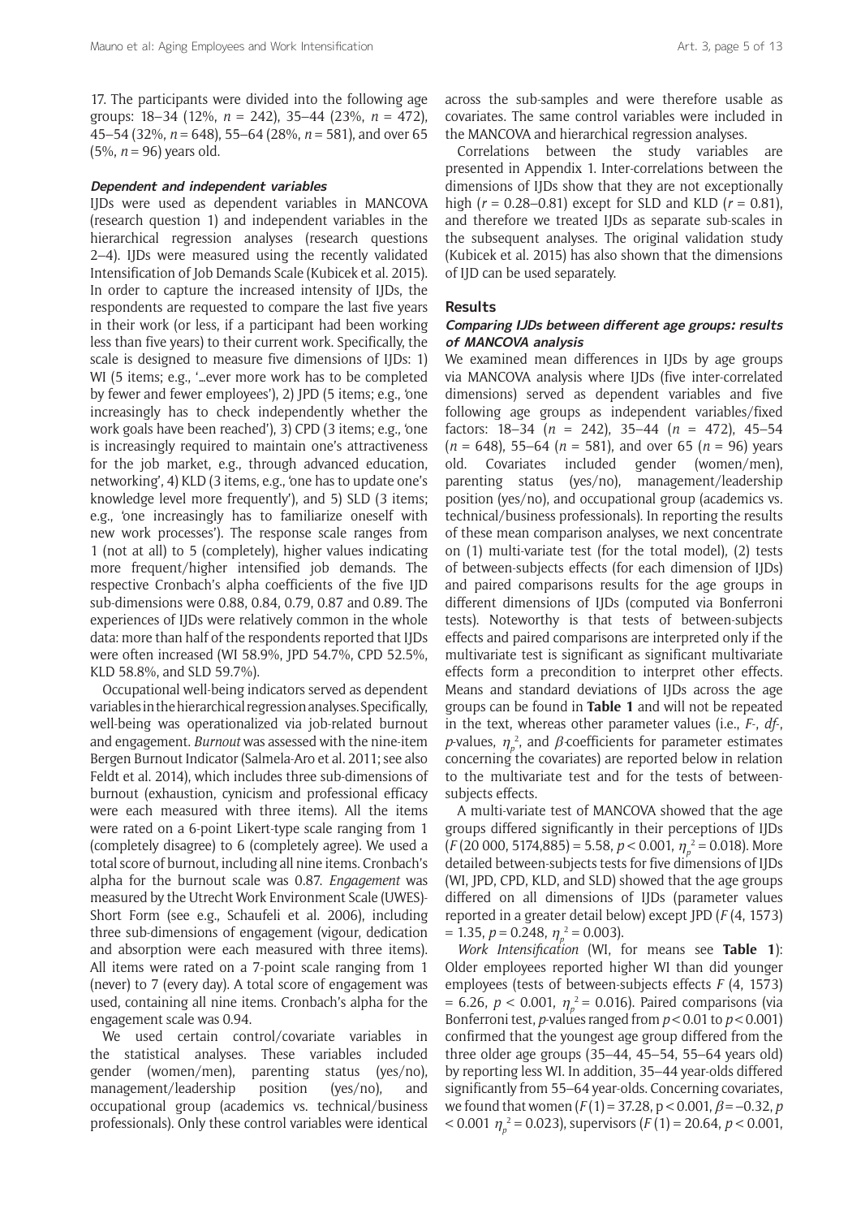17. The participants were divided into the following age groups: 18–34 (12%, $n = 242$), 35–44 (23%, $n = 472$), 45–54 (32%, $n = 648$), 55–64 (28%, $n = 581$), and over 65 (5%, $n = 96$) years old.

### Dependent and independent variables

IJDs were used as dependent variables in MANCOVA (research question 1) and independent variables in the hierarchical regression analyses (research questions 2–4). IJDs were measured using the recently validated Intensification of Job Demands Scale (Kubicek et al. 2015). In order to capture the increased intensity of IJDs, the respondents are requested to compare the last five years in their work (or less, if a participant had been working less than five years) to their current work. Specifically, the scale is designed to measure five dimensions of IJDs: 1) WI (5 items; e.g., '...ever more work has to be completed by fewer and fewer employees'), 2) JPD (5 items; e.g., 'one increasingly has to check independently whether the work goals have been reached'), 3) CPD (3 items; e.g., 'one is increasingly required to maintain one's attractiveness for the job market, e.g., through advanced education, networking', 4) KLD (3 items, e.g., 'one has to update one's knowledge level more frequently'), and 5) SLD (3 items; e.g., 'one increasingly has to familiarize oneself with new work processes'). The response scale ranges from 1 (not at all) to 5 (completely), higher values indicating more frequent/higher intensified job demands. The respective Cronbach's alpha coefficients of the five IJD sub-dimensions were 0.88, 0.84, 0.79, 0.87 and 0.89. The experiences of IJDs were relatively common in the whole data: more than half of the respondents reported that IJDs were often increased (WI 58.9%, JPD 54.7%, CPD 52.5%, KLD 58.8%, and SLD 59.7%).

Occupational well-being indicators served as dependent variables in the hierarchical regression analyses. Specifically, well-being was operationalized via job-related burnout and engagement. *Burnout* was assessed with the nine-item Bergen Burnout Indicator (Salmela-Aro et al. 2011; see also Feldt et al. 2014), which includes three sub-dimensions of burnout (exhaustion, cynicism and professional efficacy were each measured with three items). All the items were rated on a 6-point Likert-type scale ranging from 1 (completely disagree) to 6 (completely agree). We used a total score of burnout, including all nine items. Cronbach's alpha for the burnout scale was 0.87. *Engagement* was measured by the Utrecht Work Environment Scale (UWES)-Short Form (see e.g., Schaufeli et al. 2006), including three sub-dimensions of engagement (vigour, dedication and absorption were each measured with three items). All items were rated on a 7-point scale ranging from 1 (never) to 7 (every day). A total score of engagement was used, containing all nine items. Cronbach's alpha for the engagement scale was 0.94.

We used certain control/covariate variables in the statistical analyses. These variables included gender (women/men), parenting status (yes/no), management/leadership position (yes/no), and occupational group (academics vs. technical/business professionals). Only these control variables were identical across the sub-samples and were therefore usable as covariates. The same control variables were included in the MANCOVA and hierarchical regression analyses.

Correlations between the study variables are presented in Appendix 1. Inter-correlations between the dimensions of IJDs show that they are not exceptionally high ($r = 0.28–0.81$) except for SLD and KLD ($r = 0.81$), and therefore we treated IJDs as separate sub-scales in the subsequent analyses. The original validation study (Kubicek et al. 2015) has also shown that the dimensions of IJD can be used separately.

## Results

### Comparing IJDs between different age groups: results of MANCOVA analysis

We examined mean differences in IJDs by age groups via MANCOVA analysis where IJDs (five inter-correlated dimensions) served as dependent variables and five following age groups as independent variables/fixed factors: 18–34 ($n = 242$), 35–44 ($n = 472$), 45–54 ($n = 648$), 55–64 ($n = 581$), and over 65 ($n = 96$) years old. Covariates included gender (women/men), parenting status (yes/no), management/leadership position (yes/no), and occupational group (academics vs. technical/business professionals). In reporting the results of these mean comparison analyses, we next concentrate on (1) multi-variate test (for the total model), (2) tests of between-subjects effects (for each dimension of IJDs) and paired comparisons results for the age groups in different dimensions of IJDs (computed via Bonferroni tests). Noteworthy is that tests of between-subjects effects and paired comparisons are interpreted only if the multivariate test is significant as significant multivariate effects form a precondition to interpret other effects. Means and standard deviations of IJDs across the age groups can be found in **Table 1** and will not be repeated in the text, whereas other parameter values (i.e., *F*-, *df*-, *p*-values, $\eta_p^2$, and $\beta$-coefficients for parameter estimates concerning the covariates) are reported below in relation to the multivariate test and for the tests of between-subjects effects.

A multi-variate test of MANCOVA showed that the age groups differed significantly in their perceptions of IJDs ($F(20\ 000, 5174{,}885) = 5.58$, $p < 0.001$, $\eta_p^2 = 0.018$). More detailed between-subjects tests for five dimensions of IJDs (WI, JPD, CPD, KLD, and SLD) showed that the age groups differed on all dimensions of IJDs (parameter values reported in a greater detail below) except JPD ($F(4, 1573) = 1.35$, $p = 0.248$, $\eta_p^2 = 0.003$).

*Work Intensification* (WI, for means see **Table 1**): Older employees reported higher WI than did younger employees (tests of between-subjects effects $F(4, 1573) = 6.26$, $p < 0.001$, $\eta_p^2 = 0.016$). Paired comparisons (via Bonferroni test, *p*-values ranged from $p < 0.01$ to $p < 0.001$) confirmed that the youngest age group differed from the three older age groups (35–44, 45–54, 55–64 years old) by reporting less WI. In addition, 35–44 year-olds differed significantly from 55–64 year-olds. Concerning covariates, we found that women ($F(1) = 37.28$, $p < 0.001$, $\beta = -0.32$, $p < 0.001$ $\eta_p^2 = 0.023$), supervisors ($F(1) = 20.64$, $p < 0.001$,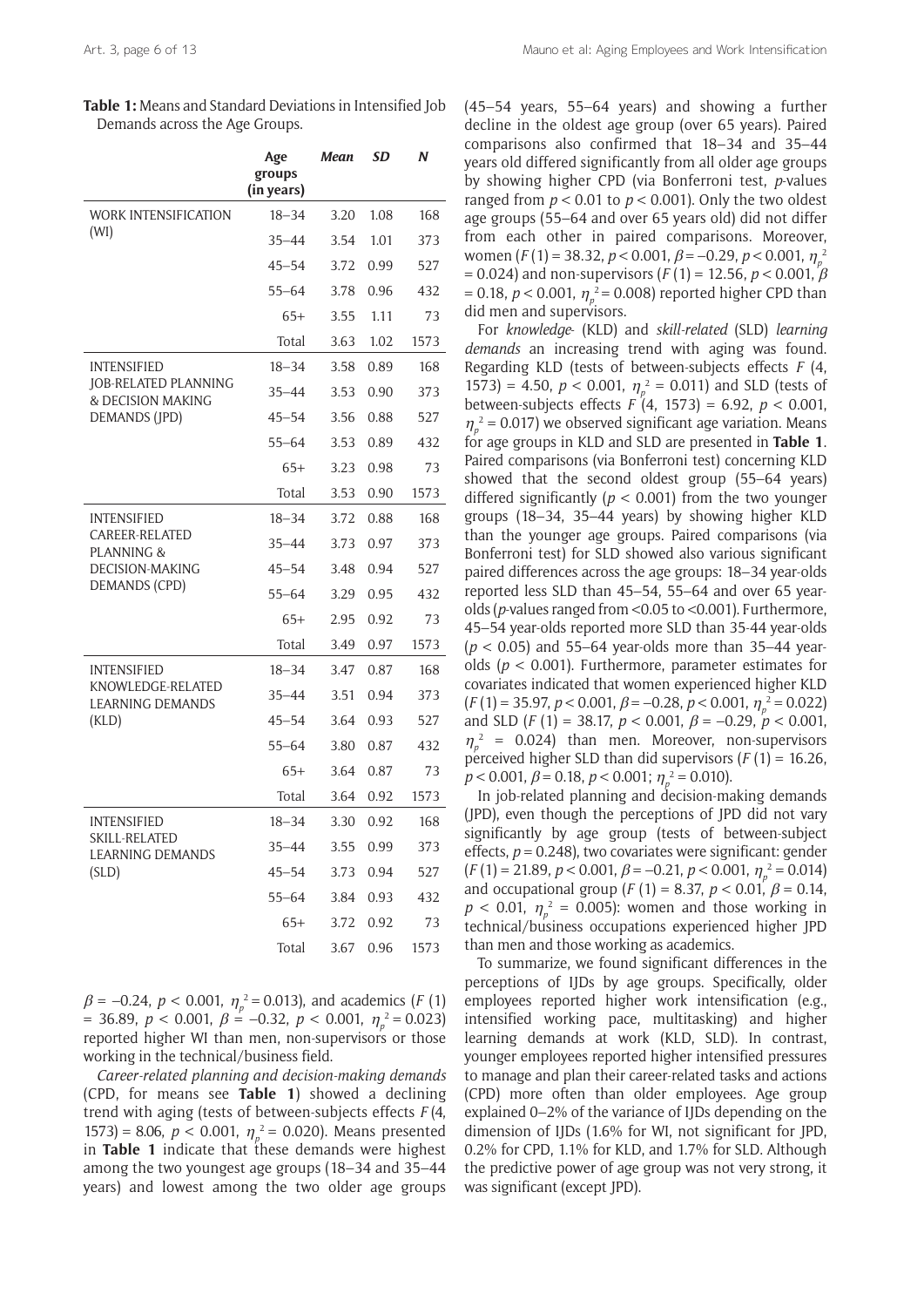**Table 1:** Means and Standard Deviations in Intensified Job Demands across the Age Groups.

| | Age groups (in years) | *Mean* | *SD* | *N* |
|---|---|---|---|---|
| WORK INTENSIFICATION (WI) | 18–34 | 3.20 | 1.08 | 168 |
| | 35–44 | 3.54 | 1.01 | 373 |
| | 45–54 | 3.72 | 0.99 | 527 |
| | 55–64 | 3.78 | 0.96 | 432 |
| | 65+ | 3.55 | 1.11 | 73 |
| | Total | 3.63 | 1.02 | 1573 |
| INTENSIFIED JOB-RELATED PLANNING & DECISION MAKING DEMANDS (JPD) | 18–34 | 3.58 | 0.89 | 168 |
| | 35–44 | 3.53 | 0.90 | 373 |
| | 45–54 | 3.56 | 0.88 | 527 |
| | 55–64 | 3.53 | 0.89 | 432 |
| | 65+ | 3.23 | 0.98 | 73 |
| | Total | 3.53 | 0.90 | 1573 |
| INTENSIFIED CAREER-RELATED PLANNING & DECISION-MAKING DEMANDS (CPD) | 18–34 | 3.72 | 0.88 | 168 |
| | 35–44 | 3.73 | 0.97 | 373 |
| | 45–54 | 3.48 | 0.94 | 527 |
| | 55–64 | 3.29 | 0.95 | 432 |
| | 65+ | 2.95 | 0.92 | 73 |
| | Total | 3.49 | 0.97 | 1573 |
| INTENSIFIED KNOWLEDGE-RELATED LEARNING DEMANDS (KLD) | 18–34 | 3.47 | 0.87 | 168 |
| | 35–44 | 3.51 | 0.94 | 373 |
| | 45–54 | 3.64 | 0.93 | 527 |
| | 55–64 | 3.80 | 0.87 | 432 |
| | 65+ | 3.64 | 0.87 | 73 |
| | Total | 3.64 | 0.92 | 1573 |
| INTENSIFIED SKILL-RELATED LEARNING DEMANDS (SLD) | 18–34 | 3.30 | 0.92 | 168 |
| | 35–44 | 3.55 | 0.99 | 373 |
| | 45–54 | 3.73 | 0.94 | 527 |
| | 55–64 | 3.84 | 0.93 | 432 |
| | 65+ | 3.72 | 0.92 | 73 |
| | Total | 3.67 | 0.96 | 1573 |

$\beta = -0.24$, $p < 0.001$, $\eta_p^2 = 0.013$), and academics ($F$ (1) = 36.89, $p < 0.001$, $\beta = -0.32$, $p < 0.001$, $\eta_p^2 = 0.023$) reported higher WI than men, non-supervisors or those working in the technical/business field.

*Career-related planning and decision-making demands* (CPD, for means see **Table 1**) showed a declining trend with aging (tests of between-subjects effects $F$(4, 1573) = 8.06, $p < 0.001$, $\eta_p^2 = 0.020$). Means presented in **Table 1** indicate that these demands were highest among the two youngest age groups (18–34 and 35–44 years) and lowest among the two older age groups (45–54 years, 55–64 years) and showing a further decline in the oldest age group (over 65 years). Paired comparisons also confirmed that 18–34 and 35–44 years old differed significantly from all older age groups by showing higher CPD (via Bonferroni test, $p$-values ranged from $p < 0.01$ to $p < 0.001$). Only the two oldest age groups (55–64 and over 65 years old) did not differ from each other in paired comparisons. Moreover, women ($F$ (1) = 38.32, $p < 0.001$, $\beta = -0.29$, $p < 0.001$, $\eta_p^2 = 0.024$) and non-supervisors ($F$ (1) = 12.56, $p < 0.001$, $\beta = 0.18$, $p < 0.001$, $\eta_p^2 = 0.008$) reported higher CPD than did men and supervisors.

For *knowledge-* (KLD) and *skill-related* (SLD) *learning demands* an increasing trend with aging was found. Regarding KLD (tests of between-subjects effects $F$ (4, 1573) = 4.50, $p < 0.001$, $\eta_p^2 = 0.011$) and SLD (tests of between-subjects effects $F$ (4, 1573) = 6.92, $p < 0.001$, $\eta_p^2 = 0.017$) we observed significant age variation. Means for age groups in KLD and SLD are presented in **Table 1**. Paired comparisons (via Bonferroni test) concerning KLD showed that the second oldest group (55–64 years) differed significantly ($p < 0.001$) from the two younger groups (18–34, 35–44 years) by showing higher KLD than the younger age groups. Paired comparisons (via Bonferroni test) for SLD showed also various significant paired differences across the age groups: 18–34 year-olds reported less SLD than 45–54, 55–64 and over 65 year-olds ($p$-values ranged from <0.05 to <0.001). Furthermore, 45–54 year-olds reported more SLD than 35-44 year-olds ($p < 0.05$) and 55–64 year-olds more than 35–44 year-olds ($p < 0.001$). Furthermore, parameter estimates for covariates indicated that women experienced higher KLD ($F$ (1) = 35.97, $p < 0.001$, $\beta = -0.28$, $p < 0.001$, $\eta_p^2 = 0.022$) and SLD ($F$ (1) = 38.17, $p < 0.001$, $\beta = -0.29$, $p < 0.001$, $\eta_p^2 = 0.024$) than men. Moreover, non-supervisors perceived higher SLD than did supervisors ($F$ (1) = 16.26, $p < 0.001$, $\beta = 0.18$, $p < 0.001$; $\eta_p^2 = 0.010$).

In job-related planning and decision-making demands (JPD), even though the perceptions of JPD did not vary significantly by age group (tests of between-subject effects, $p = 0.248$), two covariates were significant: gender ($F$ (1) = 21.89, $p < 0.001$, $\beta = -0.21$, $p < 0.001$, $\eta_p^2 = 0.014$) and occupational group ($F$ (1) = 8.37, $p < 0.01$, $\beta = 0.14$, $p < 0.01$, $\eta_p^2 = 0.005$): women and those working in technical/business occupations experienced higher JPD than men and those working as academics.

To summarize, we found significant differences in the perceptions of IJDs by age groups. Specifically, older employees reported higher work intensification (e.g., intensified working pace, multitasking) and higher learning demands at work (KLD, SLD). In contrast, younger employees reported higher intensified pressures to manage and plan their career-related tasks and actions (CPD) more often than older employees. Age group explained 0–2% of the variance of IJDs depending on the dimension of IJDs (1.6% for WI, not significant for JPD, 0.2% for CPD, 1.1% for KLD, and 1.7% for SLD. Although the predictive power of age group was not very strong, it was significant (except JPD).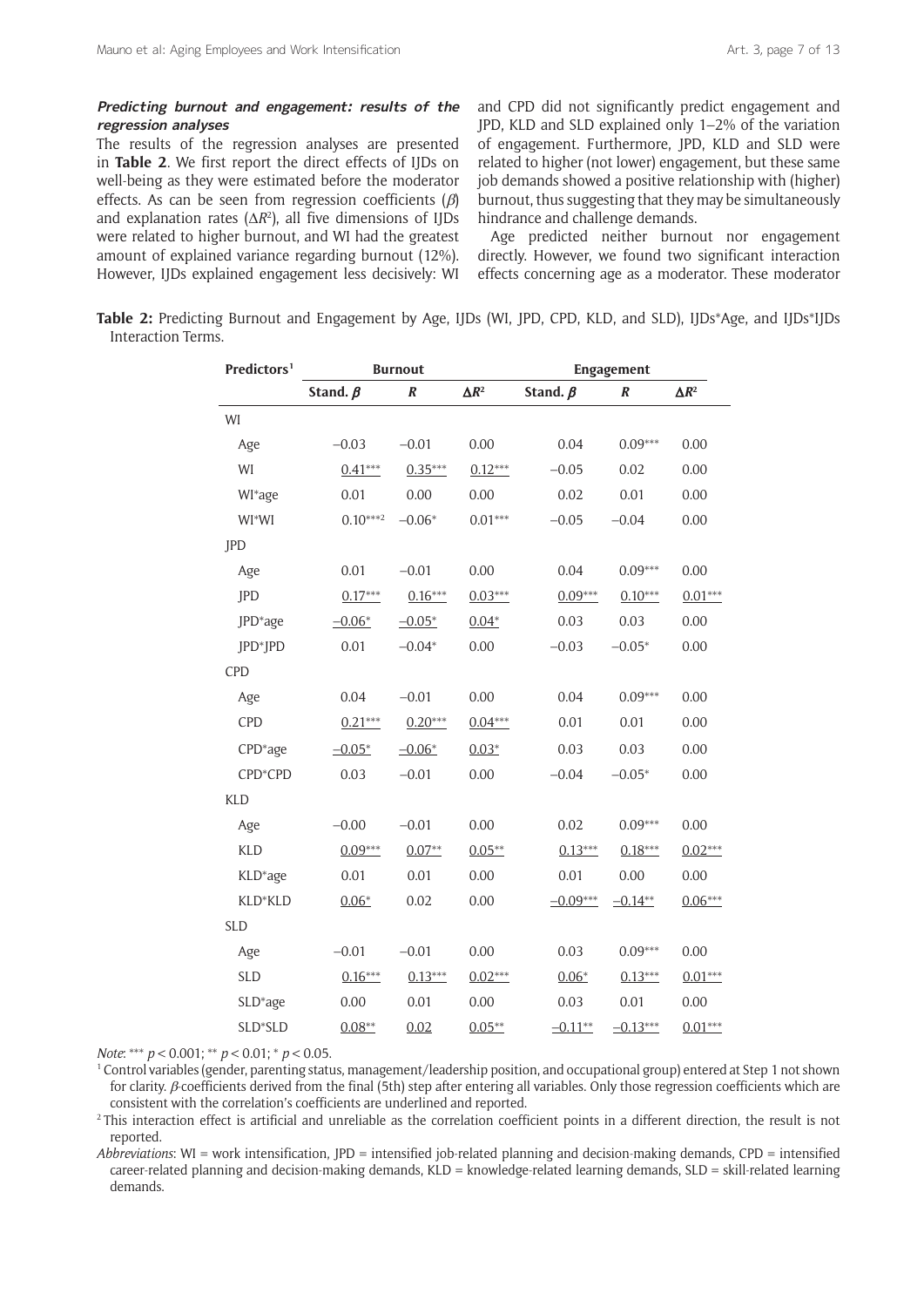#### *Predicting burnout and engagement: results of the regression analyses*

The results of the regression analyses are presented in **Table 2**. We first report the direct effects of IJDs on well-being as they were estimated before the moderator effects. As can be seen from regression coefficients ($\beta$) and explanation rates ($\Delta R^2$), all five dimensions of IJDs were related to higher burnout, and WI had the greatest amount of explained variance regarding burnout (12%). However, IJDs explained engagement less decisively: WI and CPD did not significantly predict engagement and JPD, KLD and SLD explained only 1–2% of the variation of engagement. Furthermore, JPD, KLD and SLD were related to higher (not lower) engagement, but these same job demands showed a positive relationship with (higher) burnout, thus suggesting that they may be simultaneously hindrance and challenge demands.

Age predicted neither burnout nor engagement directly. However, we found two significant interaction effects concerning age as a moderator. These moderator

**Table 2:** Predicting Burnout and Engagement by Age, IJDs (WI, JPD, CPD, KLD, and SLD), IJDs*Age, and IJDs*IJDs Interaction Terms.

| Predictors[1] | Burnout | | | Engagement | | |
|---|---|---|---|---|---|---|
| | Stand. $\beta$ | $R$ | $\Delta R^2$ | Stand. $\beta$ | $R$ | $\Delta R^2$ |
| WI | | | | | | |
| Age | –0.03 | –0.01 | 0.00 | 0.04 | 0.09*** | 0.00 |
| WI | 0.41*** | 0.35*** | 0.12*** | –0.05 | 0.02 | 0.00 |
| WI*age | 0.01 | 0.00 | 0.00 | 0.02 | 0.01 | 0.00 |
| WI*WI | 0.10***[2] | –0.06* | 0.01*** | –0.05 | –0.04 | 0.00 |
| JPD | | | | | | |
| Age | 0.01 | –0.01 | 0.00 | 0.04 | 0.09*** | 0.00 |
| JPD | 0.17*** | 0.16*** | 0.03*** | 0.09*** | 0.10*** | 0.01*** |
| JPD*age | –0.06* | –0.05* | 0.04* | 0.03 | 0.03 | 0.00 |
| JPD*JPD | 0.01 | –0.04* | 0.00 | –0.03 | –0.05* | 0.00 |
| CPD | | | | | | |
| Age | 0.04 | –0.01 | 0.00 | 0.04 | 0.09*** | 0.00 |
| CPD | 0.21*** | 0.20*** | 0.04*** | 0.01 | 0.01 | 0.00 |
| CPD*age | –0.05* | –0.06* | 0.03* | 0.03 | 0.03 | 0.00 |
| CPD*CPD | 0.03 | –0.01 | 0.00 | –0.04 | –0.05* | 0.00 |
| KLD | | | | | | |
| Age | –0.00 | –0.01 | 0.00 | 0.02 | 0.09*** | 0.00 |
| KLD | 0.09*** | 0.07** | 0.05** | 0.13*** | 0.18*** | 0.02*** |
| KLD*age | 0.01 | 0.01 | 0.00 | 0.01 | 0.00 | 0.00 |
| KLD*KLD | 0.06* | 0.02 | 0.00 | –0.09*** | –0.14** | 0.06*** |
| SLD | | | | | | |
| Age | –0.01 | –0.01 | 0.00 | 0.03 | 0.09*** | 0.00 |
| SLD | 0.16*** | 0.13*** | 0.02*** | 0.06* | 0.13*** | 0.01*** |
| SLD*age | 0.00 | 0.01 | 0.00 | 0.03 | 0.01 | 0.00 |
| SLD*SLD | 0.08** | 0.02 | 0.05** | –0.11** | –0.13*** | 0.01*** |

*Note*: *** $p < 0.001$; ** $p < 0.01$; * $p < 0.05$.

[1] Control variables (gender, parenting status, management/leadership position, and occupational group) entered at Step 1 not shown for clarity. $\beta$-coefficients derived from the final (5th) step after entering all variables. Only those regression coefficients which are consistent with the correlation's coefficients are underlined and reported.

[2] This interaction effect is artificial and unreliable as the correlation coefficient points in a different direction, the result is not reported.

*Abbreviations*: WI = work intensification, JPD = intensified job-related planning and decision-making demands, CPD = intensified career-related planning and decision-making demands, KLD = knowledge-related learning demands, SLD = skill-related learning demands.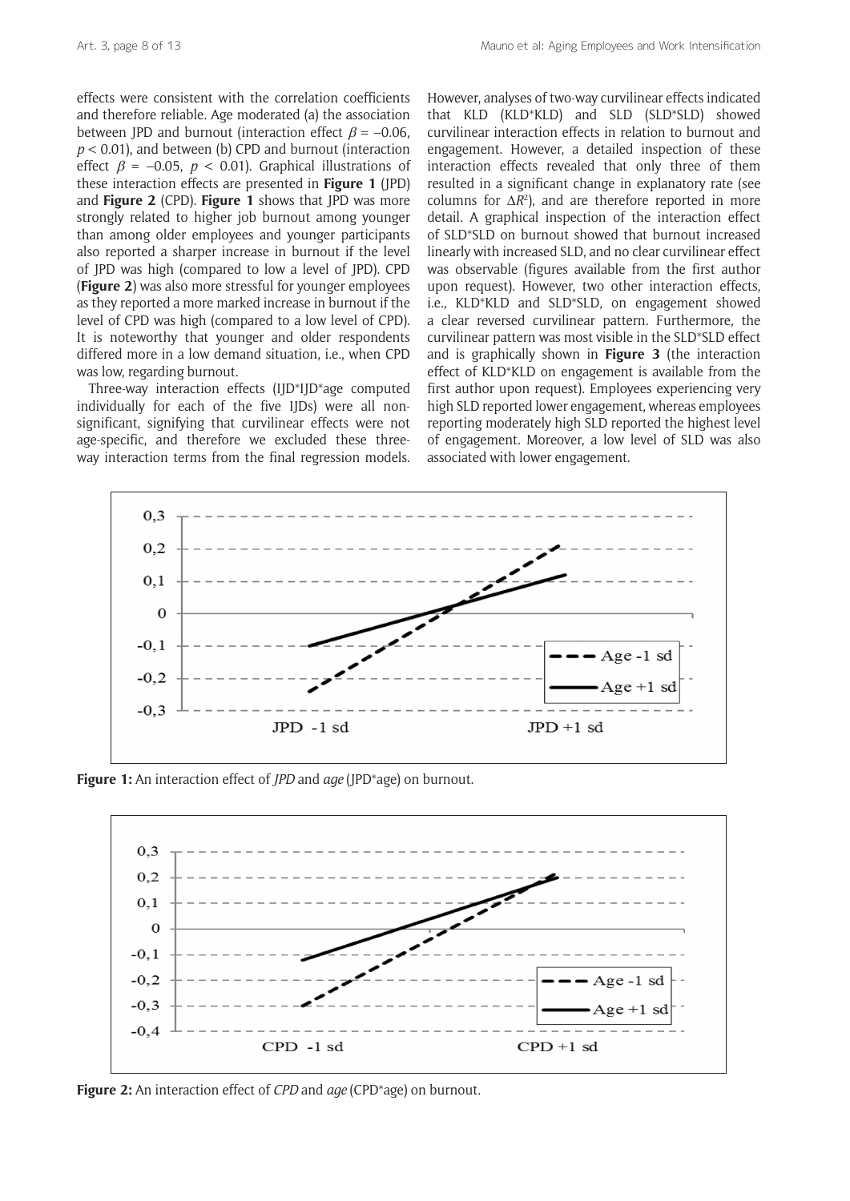effects were consistent with the correlation coefficients and therefore reliable. Age moderated (a) the association between JPD and burnout (interaction effect $\beta = -0.06$, $p < 0.01$), and between (b) CPD and burnout (interaction effect $\beta = -0.05$, $p < 0.01$). Graphical illustrations of these interaction effects are presented in **Figure 1** (JPD) and **Figure 2** (CPD). **Figure 1** shows that JPD was more strongly related to higher job burnout among younger than among older employees and younger participants also reported a sharper increase in burnout if the level of JPD was high (compared to low a level of JPD). CPD (**Figure 2**) was also more stressful for younger employees as they reported a more marked increase in burnout if the level of CPD was high (compared to a low level of CPD). It is noteworthy that younger and older respondents differed more in a low demand situation, i.e., when CPD was low, regarding burnout.

Three-way interaction effects (IJD*IJD*age computed individually for each of the five IJDs) were all non-significant, signifying that curvilinear effects were not age-specific, and therefore we excluded these three-way interaction terms from the final regression models. However, analyses of two-way curvilinear effects indicated that KLD (KLD*KLD) and SLD (SLD*SLD) showed curvilinear interaction effects in relation to burnout and engagement. However, a detailed inspection of these interaction effects revealed that only three of them resulted in a significant change in explanatory rate (see columns for $\Delta R^2$), and are therefore reported in more detail. A graphical inspection of the interaction effect of SLD*SLD on burnout showed that burnout increased linearly with increased SLD, and no clear curvilinear effect was observable (figures available from the first author upon request). However, two other interaction effects, i.e., KLD*KLD and SLD*SLD, on engagement showed a clear reversed curvilinear pattern. Furthermore, the curvilinear pattern was most visible in the SLD*SLD effect and is graphically shown in **Figure 3** (the interaction effect of KLD*KLD on engagement is available from the first author upon request). Employees experiencing very high SLD reported lower engagement, whereas employees reporting moderately high SLD reported the highest level of engagement. Moreover, a low level of SLD was also associated with lower engagement.

**Figure 1:** An interaction effect of *JPD* and *age* (JPD*age) on burnout.

**Figure 2:** An interaction effect of *CPD* and *age* (CPD*age) on burnout.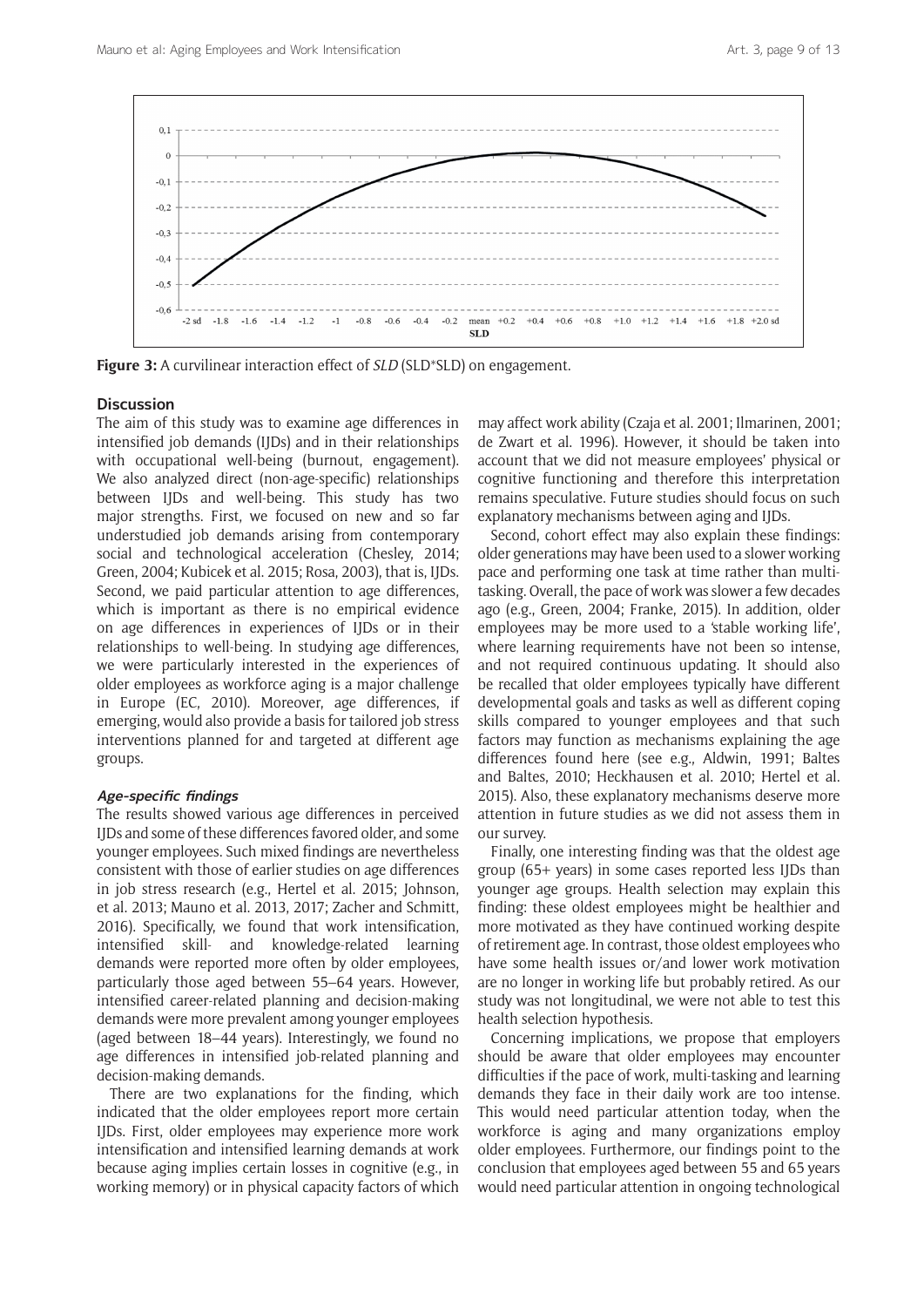**Figure 3:** A curvilinear interaction effect of *SLD* (SLD*SLD) on engagement.

## Discussion

The aim of this study was to examine age differences in intensified job demands (IJDs) and in their relationships with occupational well-being (burnout, engagement). We also analyzed direct (non-age-specific) relationships between IJDs and well-being. This study has two major strengths. First, we focused on new and so far understudied job demands arising from contemporary social and technological acceleration (Chesley, 2014; Green, 2004; Kubicek et al. 2015; Rosa, 2003), that is, IJDs. Second, we paid particular attention to age differences, which is important as there is no empirical evidence on age differences in experiences of IJDs or in their relationships to well-being. In studying age differences, we were particularly interested in the experiences of older employees as workforce aging is a major challenge in Europe (EC, 2010). Moreover, age differences, if emerging, would also provide a basis for tailored job stress interventions planned for and targeted at different age groups.

### *Age-specific findings*

The results showed various age differences in perceived IJDs and some of these differences favored older, and some younger employees. Such mixed findings are nevertheless consistent with those of earlier studies on age differences in job stress research (e.g., Hertel et al. 2015; Johnson, et al. 2013; Mauno et al. 2013, 2017; Zacher and Schmitt, 2016). Specifically, we found that work intensification, intensified skill- and knowledge-related learning demands were reported more often by older employees, particularly those aged between 55–64 years. However, intensified career-related planning and decision-making demands were more prevalent among younger employees (aged between 18–44 years). Interestingly, we found no age differences in intensified job-related planning and decision-making demands.

There are two explanations for the finding, which indicated that the older employees report more certain IJDs. First, older employees may experience more work intensification and intensified learning demands at work because aging implies certain losses in cognitive (e.g., in working memory) or in physical capacity factors of which may affect work ability (Czaja et al. 2001; Ilmarinen, 2001; de Zwart et al. 1996). However, it should be taken into account that we did not measure employees' physical or cognitive functioning and therefore this interpretation remains speculative. Future studies should focus on such explanatory mechanisms between aging and IJDs.

Second, cohort effect may also explain these findings: older generations may have been used to a slower working pace and performing one task at time rather than multi-tasking. Overall, the pace of work was slower a few decades ago (e.g., Green, 2004; Franke, 2015). In addition, older employees may be more used to a 'stable working life', where learning requirements have not been so intense, and not required continuous updating. It should also be recalled that older employees typically have different developmental goals and tasks as well as different coping skills compared to younger employees and that such factors may function as mechanisms explaining the age differences found here (see e.g., Aldwin, 1991; Baltes and Baltes, 2010; Heckhausen et al. 2010; Hertel et al. 2015). Also, these explanatory mechanisms deserve more attention in future studies as we did not assess them in our survey.

Finally, one interesting finding was that the oldest age group (65+ years) in some cases reported less IJDs than younger age groups. Health selection may explain this finding: these oldest employees might be healthier and more motivated as they have continued working despite of retirement age. In contrast, those oldest employees who have some health issues or/and lower work motivation are no longer in working life but probably retired. As our study was not longitudinal, we were not able to test this health selection hypothesis.

Concerning implications, we propose that employers should be aware that older employees may encounter difficulties if the pace of work, multi-tasking and learning demands they face in their daily work are too intense. This would need particular attention today, when the workforce is aging and many organizations employ older employees. Furthermore, our findings point to the conclusion that employees aged between 55 and 65 years would need particular attention in ongoing technological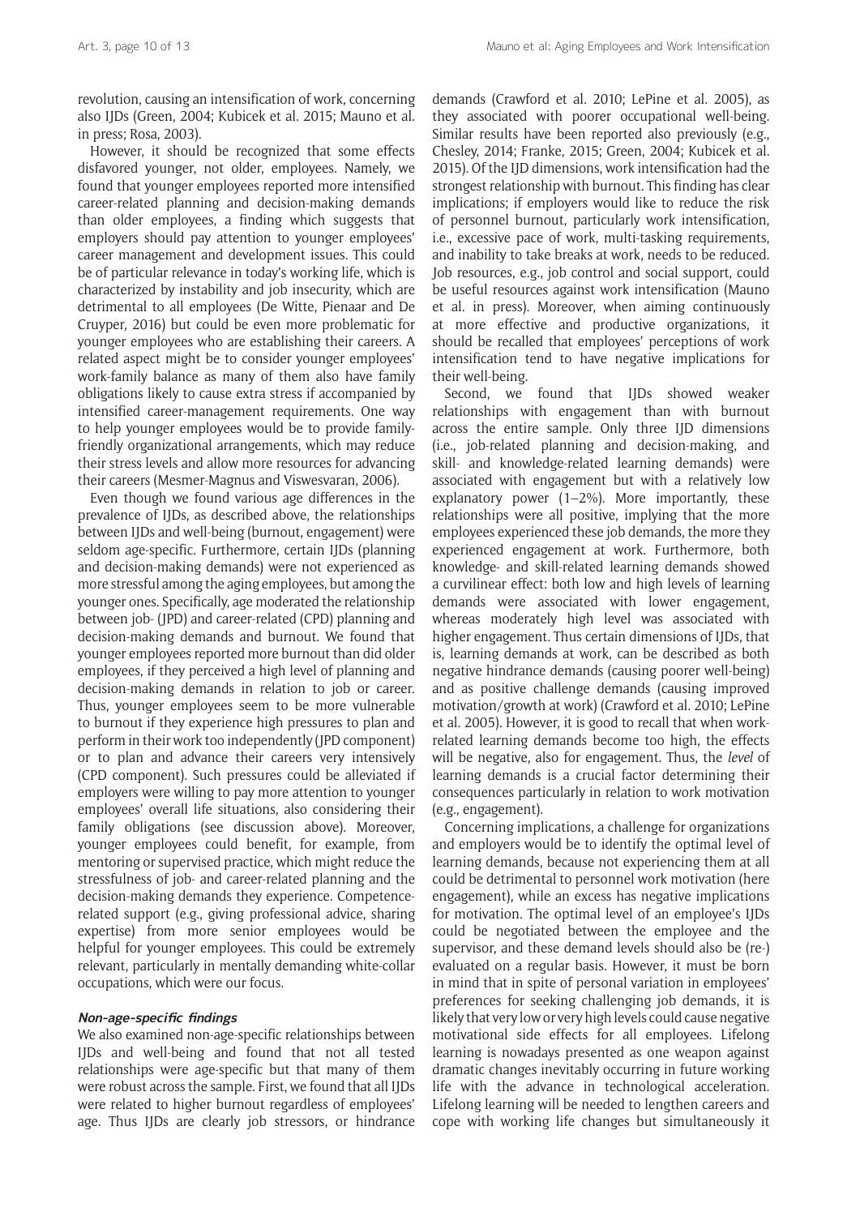revolution, causing an intensification of work, concerning also IJDs (Green, 2004; Kubicek et al. 2015; Mauno et al. in press; Rosa, 2003).

However, it should be recognized that some effects disfavored younger, not older, employees. Namely, we found that younger employees reported more intensified career-related planning and decision-making demands than older employees, a finding which suggests that employers should pay attention to younger employees' career management and development issues. This could be of particular relevance in today's working life, which is characterized by instability and job insecurity, which are detrimental to all employees (De Witte, Pienaar and De Cruyper, 2016) but could be even more problematic for younger employees who are establishing their careers. A related aspect might be to consider younger employees' work-family balance as many of them also have family obligations likely to cause extra stress if accompanied by intensified career-management requirements. One way to help younger employees would be to provide family-friendly organizational arrangements, which may reduce their stress levels and allow more resources for advancing their careers (Mesmer-Magnus and Viswesvaran, 2006).

Even though we found various age differences in the prevalence of IJDs, as described above, the relationships between IJDs and well-being (burnout, engagement) were seldom age-specific. Furthermore, certain IJDs (planning and decision-making demands) were not experienced as more stressful among the aging employees, but among the younger ones. Specifically, age moderated the relationship between job- (JPD) and career-related (CPD) planning and decision-making demands and burnout. We found that younger employees reported more burnout than did older employees, if they perceived a high level of planning and decision-making demands in relation to job or career. Thus, younger employees seem to be more vulnerable to burnout if they experience high pressures to plan and perform in their work too independently (JPD component) or to plan and advance their careers very intensively (CPD component). Such pressures could be alleviated if employers were willing to pay more attention to younger employees' overall life situations, also considering their family obligations (see discussion above). Moreover, younger employees could benefit, for example, from mentoring or supervised practice, which might reduce the stressfulness of job- and career-related planning and the decision-making demands they experience. Competence-related support (e.g., giving professional advice, sharing expertise) from more senior employees would be helpful for younger employees. This could be extremely relevant, particularly in mentally demanding white-collar occupations, which were our focus.

### Non-age-specific findings

We also examined non-age-specific relationships between IJDs and well-being and found that not all tested relationships were age-specific but that many of them were robust across the sample. First, we found that all IJDs were related to higher burnout regardless of employees' age. Thus IJDs are clearly job stressors, or hindrance demands (Crawford et al. 2010; LePine et al. 2005), as they associated with poorer occupational well-being. Similar results have been reported also previously (e.g., Chesley, 2014; Franke, 2015; Green, 2004; Kubicek et al. 2015). Of the IJD dimensions, work intensification had the strongest relationship with burnout. This finding has clear implications; if employers would like to reduce the risk of personnel burnout, particularly work intensification, i.e., excessive pace of work, multi-tasking requirements, and inability to take breaks at work, needs to be reduced. Job resources, e.g., job control and social support, could be useful resources against work intensification (Mauno et al. in press). Moreover, when aiming continuously at more effective and productive organizations, it should be recalled that employees' perceptions of work intensification tend to have negative implications for their well-being.

Second, we found that IJDs showed weaker relationships with engagement than with burnout across the entire sample. Only three IJD dimensions (i.e., job-related planning and decision-making, and skill- and knowledge-related learning demands) were associated with engagement but with a relatively low explanatory power (1–2%). More importantly, these relationships were all positive, implying that the more employees experienced these job demands, the more they experienced engagement at work. Furthermore, both knowledge- and skill-related learning demands showed a curvilinear effect: both low and high levels of learning demands were associated with lower engagement, whereas moderately high level was associated with higher engagement. Thus certain dimensions of IJDs, that is, learning demands at work, can be described as both negative hindrance demands (causing poorer well-being) and as positive challenge demands (causing improved motivation/growth at work) (Crawford et al. 2010; LePine et al. 2005). However, it is good to recall that when work-related learning demands become too high, the effects will be negative, also for engagement. Thus, the *level* of learning demands is a crucial factor determining their consequences particularly in relation to work motivation (e.g., engagement).

Concerning implications, a challenge for organizations and employers would be to identify the optimal level of learning demands, because not experiencing them at all could be detrimental to personnel work motivation (here engagement), while an excess has negative implications for motivation. The optimal level of an employee's IJDs could be negotiated between the employee and the supervisor, and these demand levels should also be (re-) evaluated on a regular basis. However, it must be born in mind that in spite of personal variation in employees' preferences for seeking challenging job demands, it is likely that very low or very high levels could cause negative motivational side effects for all employees. Lifelong learning is nowadays presented as one weapon against dramatic changes inevitably occurring in future working life with the advance in technological acceleration. Lifelong learning will be needed to lengthen careers and cope with working life changes but simultaneously it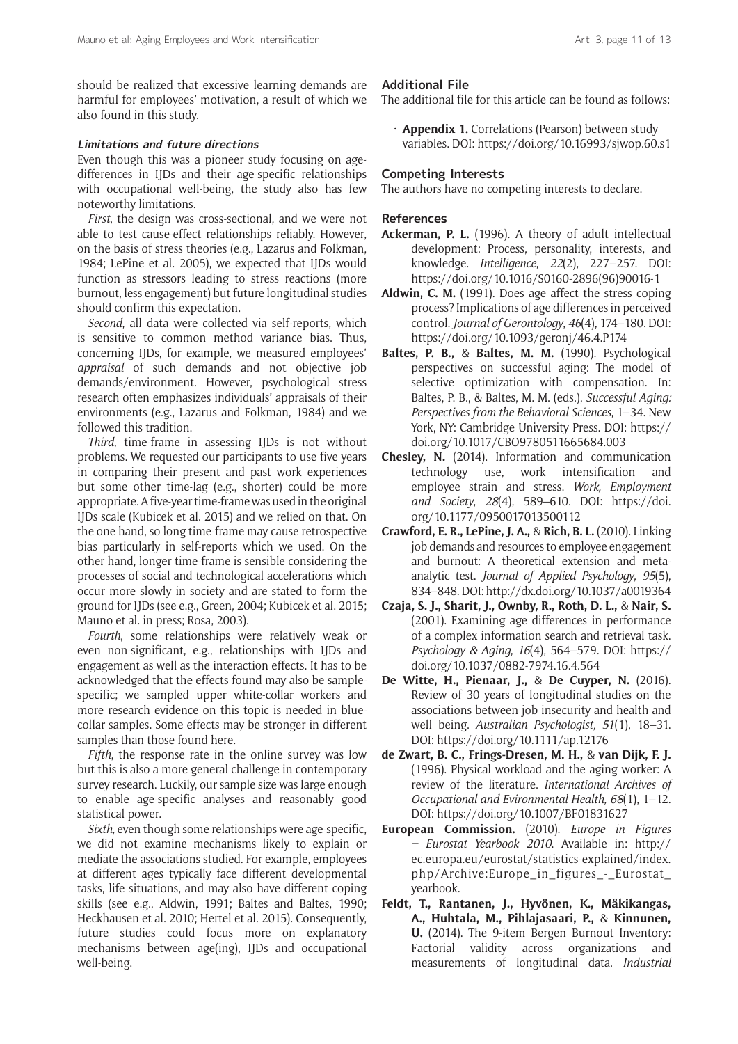should be realized that excessive learning demands are harmful for employees' motivation, a result of which we also found in this study.

#### *Limitations and future directions*

Even though this was a pioneer study focusing on age-differences in IJDs and their age-specific relationships with occupational well-being, the study also has few noteworthy limitations.

*First*, the design was cross-sectional, and we were not able to test cause-effect relationships reliably. However, on the basis of stress theories (e.g., Lazarus and Folkman, 1984; LePine et al. 2005), we expected that IJDs would function as stressors leading to stress reactions (more burnout, less engagement) but future longitudinal studies should confirm this expectation.

*Second*, all data were collected via self-reports, which is sensitive to common method variance bias. Thus, concerning IJDs, for example, we measured employees' *appraisal* of such demands and not objective job demands/environment. However, psychological stress research often emphasizes individuals' appraisals of their environments (e.g., Lazarus and Folkman, 1984) and we followed this tradition.

*Third*, time-frame in assessing IJDs is not without problems. We requested our participants to use five years in comparing their present and past work experiences but some other time-lag (e.g., shorter) could be more appropriate. A five-year time-frame was used in the original IJDs scale (Kubicek et al. 2015) and we relied on that. On the one hand, so long time-frame may cause retrospective bias particularly in self-reports which we used. On the other hand, longer time-frame is sensible considering the processes of social and technological accelerations which occur more slowly in society and are stated to form the ground for IJDs (see e.g., Green, 2004; Kubicek et al. 2015; Mauno et al. in press; Rosa, 2003).

*Fourth*, some relationships were relatively weak or even non-significant, e.g., relationships with IJDs and engagement as well as the interaction effects. It has to be acknowledged that the effects found may also be sample-specific; we sampled upper white-collar workers and more research evidence on this topic is needed in blue-collar samples. Some effects may be stronger in different samples than those found here.

*Fifth*, the response rate in the online survey was low but this is also a more general challenge in contemporary survey research. Luckily, our sample size was large enough to enable age-specific analyses and reasonably good statistical power.

*Sixth,* even though some relationships were age-specific, we did not examine mechanisms likely to explain or mediate the associations studied. For example, employees at different ages typically face different developmental tasks, life situations, and may also have different coping skills (see e.g., Aldwin, 1991; Baltes and Baltes, 1990; Heckhausen et al. 2010; Hertel et al. 2015). Consequently, future studies could focus more on explanatory mechanisms between age(ing), IJDs and occupational well-being.

### Additional File

The additional file for this article can be found as follows:

- **Appendix 1.** Correlations (Pearson) between study variables. DOI: https://doi.org/10.16993/sjwop.60.s1

### Competing Interests

The authors have no competing interests to declare.

### References

**Ackerman, P. L.** (1996). A theory of adult intellectual development: Process, personality, interests, and knowledge. *Intelligence*, *22*(2), 227–257. DOI: https://doi.org/10.1016/S0160-2896(96)90016-1

**Aldwin, C. M.** (1991). Does age affect the stress coping process? Implications of age differences in perceived control. *Journal of Gerontology*, *46*(4), 174–180. DOI: https://doi.org/10.1093/geronj/46.4.P174

**Baltes, P. B.,** & **Baltes, M. M.** (1990). Psychological perspectives on successful aging: The model of selective optimization with compensation. In: Baltes, P. B., & Baltes, M. M. (eds.), *Successful Aging: Perspectives from the Behavioral Sciences*, 1–34. New York, NY: Cambridge University Press. DOI: https://doi.org/10.1017/CBO9780511665684.003

**Chesley, N.** (2014). Information and communication technology use, work intensification and employee strain and stress. *Work, Employment and Society*, *28*(4), 589–610. DOI: https://doi.org/10.1177/0950017013500112

**Crawford, E. R., LePine, J. A.,** & **Rich, B. L.** (2010). Linking job demands and resources to employee engagement and burnout: A theoretical extension and meta-analytic test. *Journal of Applied Psychology*, *95*(5), 834–848. DOI: http://dx.doi.org/10.1037/a0019364

**Czaja, S. J., Sharit, J., Ownby, R., Roth, D. L.,** & **Nair, S.** (2001). Examining age differences in performance of a complex information search and retrieval task. *Psychology & Aging*, *16*(4), 564–579. DOI: https://doi.org/10.1037/0882-7974.16.4.564

**De Witte, H., Pienaar, J.,** & **De Cuyper, N.** (2016). Review of 30 years of longitudinal studies on the associations between job insecurity and health and well being. *Australian Psychologist, 51*(1), 18–31. DOI: https://doi.org/10.1111/ap.12176

**de Zwart, B. C., Frings-Dresen, M. H.,** & **van Dijk, F. J.** (1996). Physical workload and the aging worker: A review of the literature. *International Archives of Occupational and Evironmental Health, 68*(1), 1–12. DOI: https://doi.org/10.1007/BF01831627

**European Commission.** (2010). *Europe in Figures – Eurostat Yearbook 2010*. Available in: http://ec.europa.eu/eurostat/statistics-explained/index.php/Archive:Europe_in_figures_-_Eurostat_yearbook.

**Feldt, T., Rantanen, J., Hyvönen, K., Mäkikangas, A., Huhtala, M., Pihlajasaari, P.,** & **Kinnunen, U.** (2014). The 9-item Bergen Burnout Inventory: Factorial validity across organizations and measurements of longitudinal data. *Industrial*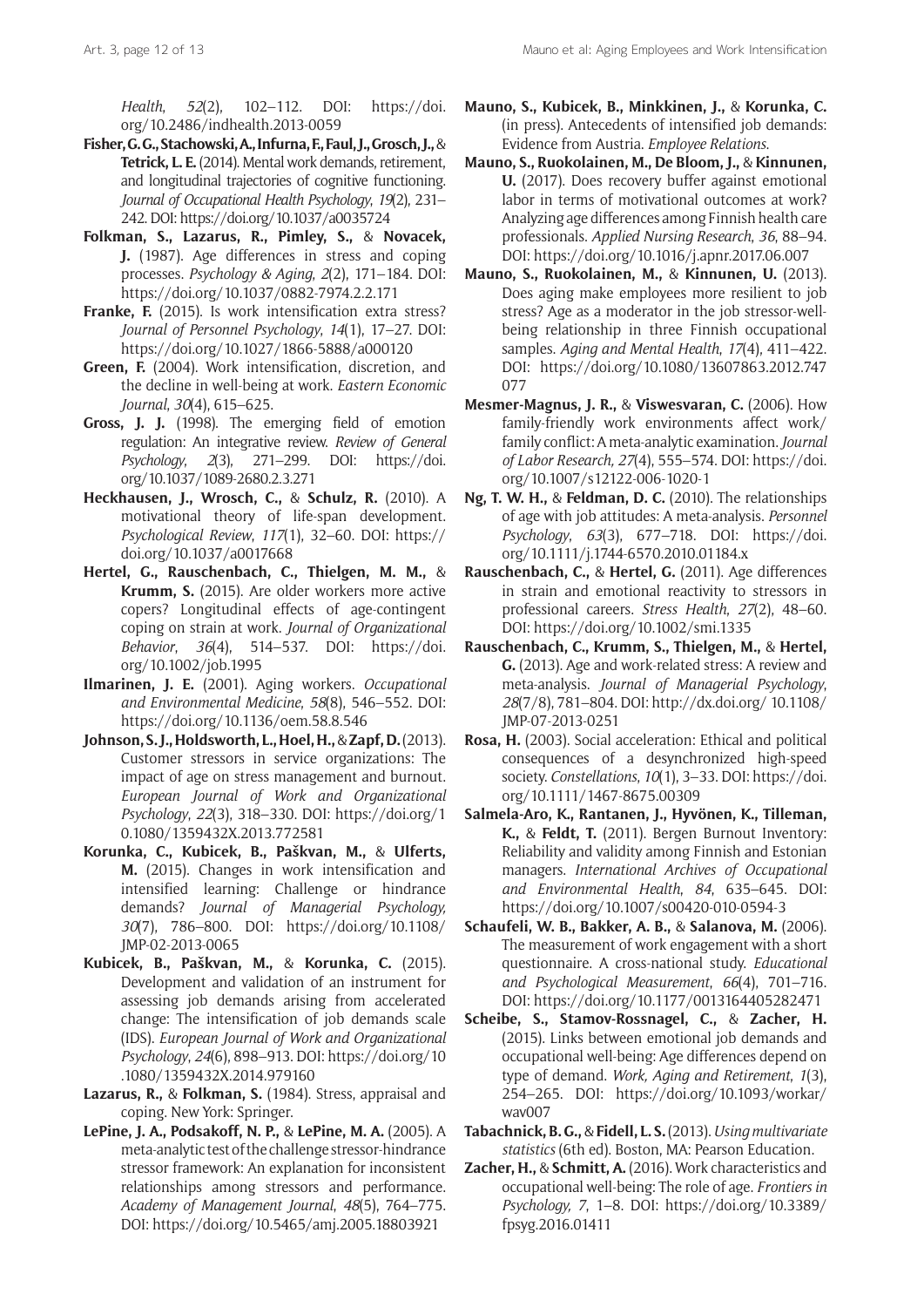*Health*, *52*(2), 102–112. DOI: https://doi.org/10.2486/indhealth.2013-0059

**Fisher, G. G., Stachowski, A., Infurna, F., Faul, J., Grosch, J.,** & **Tetrick, L. E.** (2014). Mental work demands, retirement, and longitudinal trajectories of cognitive functioning. *Journal of Occupational Health Psychology*, *19*(2), 231–242. DOI: https://doi.org/10.1037/a0035724

**Folkman, S., Lazarus, R., Pimley, S.,** & **Novacek, J.** (1987). Age differences in stress and coping processes. *Psychology & Aging*, *2*(2), 171–184. DOI: https://doi.org/10.1037/0882-7974.2.2.171

**Franke, F.** (2015). Is work intensification extra stress? *Journal of Personnel Psychology*, *14*(1), 17–27. DOI: https://doi.org/10.1027/1866-5888/a000120

**Green, F.** (2004). Work intensification, discretion, and the decline in well-being at work. *Eastern Economic Journal*, *30*(4), 615–625.

**Gross, J. J.** (1998). The emerging field of emotion regulation: An integrative review. *Review of General Psychology*, *2*(3), 271–299. DOI: https://doi.org/10.1037/1089-2680.2.3.271

**Heckhausen, J., Wrosch, C.,** & **Schulz, R.** (2010). A motivational theory of life-span development. *Psychological Review*, *117*(1), 32–60. DOI: https://doi.org/10.1037/a0017668

**Hertel, G., Rauschenbach, C., Thielgen, M. M.,** & **Krumm, S.** (2015). Are older workers more active copers? Longitudinal effects of age-contingent coping on strain at work. *Journal of Organizational Behavior*, *36*(4), 514–537. DOI: https://doi.org/10.1002/job.1995

**Ilmarinen, J. E.** (2001). Aging workers. *Occupational and Environmental Medicine*, *58*(8), 546–552. DOI: https://doi.org/10.1136/oem.58.8.546

**Johnson, S. J., Holdsworth, L., Hoel, H.,** & **Zapf, D.** (2013). Customer stressors in service organizations: The impact of age on stress management and burnout. *European Journal of Work and Organizational Psychology*, *22*(3), 318–330. DOI: https://doi.org/10.1080/1359432X.2013.772581

**Korunka, C., Kubicek, B., Paškvan, M.,** & **Ulferts, M.** (2015). Changes in work intensification and intensified learning: Challenge or hindrance demands? *Journal of Managerial Psychology, 30*(7), 786–800. DOI: https://doi.org/10.1108/JMP-02-2013-0065

**Kubicek, B., Paškvan, M.,** & **Korunka, C.** (2015). Development and validation of an instrument for assessing job demands arising from accelerated change: The intensification of job demands scale (IDS). *European Journal of Work and Organizational Psychology*, *24*(6), 898–913. DOI: https://doi.org/10.1080/1359432X.2014.979160

**Lazarus, R.,** & **Folkman, S.** (1984). Stress, appraisal and coping. New York: Springer.

**LePine, J. A., Podsakoff, N. P.,** & **LePine, M. A.** (2005). A meta-analytic test of the challenge stressor-hindrance stressor framework: An explanation for inconsistent relationships among stressors and performance. *Academy of Management Journal*, *48*(5), 764–775. DOI: https://doi.org/10.5465/amj.2005.18803921

**Mauno, S., Kubicek, B., Minkkinen, J.,** & **Korunka, C.** (in press). Antecedents of intensified job demands: Evidence from Austria. *Employee Relations*.

**Mauno, S., Ruokolainen, M., De Bloom, J.,** & **Kinnunen, U.** (2017). Does recovery buffer against emotional labor in terms of motivational outcomes at work? Analyzing age differences among Finnish health care professionals. *Applied Nursing Research*, *36*, 88–94. DOI: https://doi.org/10.1016/j.apnr.2017.06.007

**Mauno, S., Ruokolainen, M.,** & **Kinnunen, U.** (2013). Does aging make employees more resilient to job stress? Age as a moderator in the job stressor-well-being relationship in three Finnish occupational samples. *Aging and Mental Health*, *17*(4), 411–422. DOI: https://doi.org/10.1080/13607863.2012.747077

**Mesmer-Magnus, J. R.,** & **Viswesvaran, C.** (2006). How family-friendly work environments affect work/family conflict: A meta-analytic examination. *Journal of Labor Research, 27*(4), 555–574. DOI: https://doi.org/10.1007/s12122-006-1020-1

**Ng, T. W. H.,** & **Feldman, D. C.** (2010). The relationships of age with job attitudes: A meta-analysis. *Personnel Psychology*, *63*(3), 677–718. DOI: https://doi.org/10.1111/j.1744-6570.2010.01184.x

**Rauschenbach, C.,** & **Hertel, G.** (2011). Age differences in strain and emotional reactivity to stressors in professional careers. *Stress Health*, *27*(2), 48–60. DOI: https://doi.org/10.1002/smi.1335

**Rauschenbach, C., Krumm, S., Thielgen, M.,** & **Hertel, G.** (2013). Age and work-related stress: A review and meta-analysis. *Journal of Managerial Psychology*, *28*(7/8), 781–804. DOI: http://dx.doi.org/ 10.1108/JMP-07-2013-0251

**Rosa, H.** (2003). Social acceleration: Ethical and political consequences of a desynchronized high-speed society. *Constellations*, *10*(1), 3–33. DOI: https://doi.org/10.1111/1467-8675.00309

**Salmela-Aro, K., Rantanen, J., Hyvönen, K., Tilleman, K.,** & **Feldt, T.** (2011). Bergen Burnout Inventory: Reliability and validity among Finnish and Estonian managers. *International Archives of Occupational and Environmental Health*, *84*, 635–645. DOI: https://doi.org/10.1007/s00420-010-0594-3

**Schaufeli, W. B., Bakker, A. B.,** & **Salanova, M.** (2006). The measurement of work engagement with a short questionnaire. A cross-national study. *Educational and Psychological Measurement*, *66*(4), 701–716. DOI: https://doi.org/10.1177/0013164405282471

**Scheibe, S., Stamov-Rossnagel, C.,** & **Zacher, H.** (2015). Links between emotional job demands and occupational well-being: Age differences depend on type of demand. *Work, Aging and Retirement*, *1*(3), 254–265. DOI: https://doi.org/10.1093/workar/wav007

**Tabachnick, B. G.,** & **Fidell, L. S.** (2013). *Using multivariate statistics* (6th ed). Boston, MA: Pearson Education.

**Zacher, H.,** & **Schmitt, A.** (2016). Work characteristics and occupational well-being: The role of age. *Frontiers in Psychology, 7*, 1–8. DOI: https://doi.org/10.3389/fpsyg.2016.01411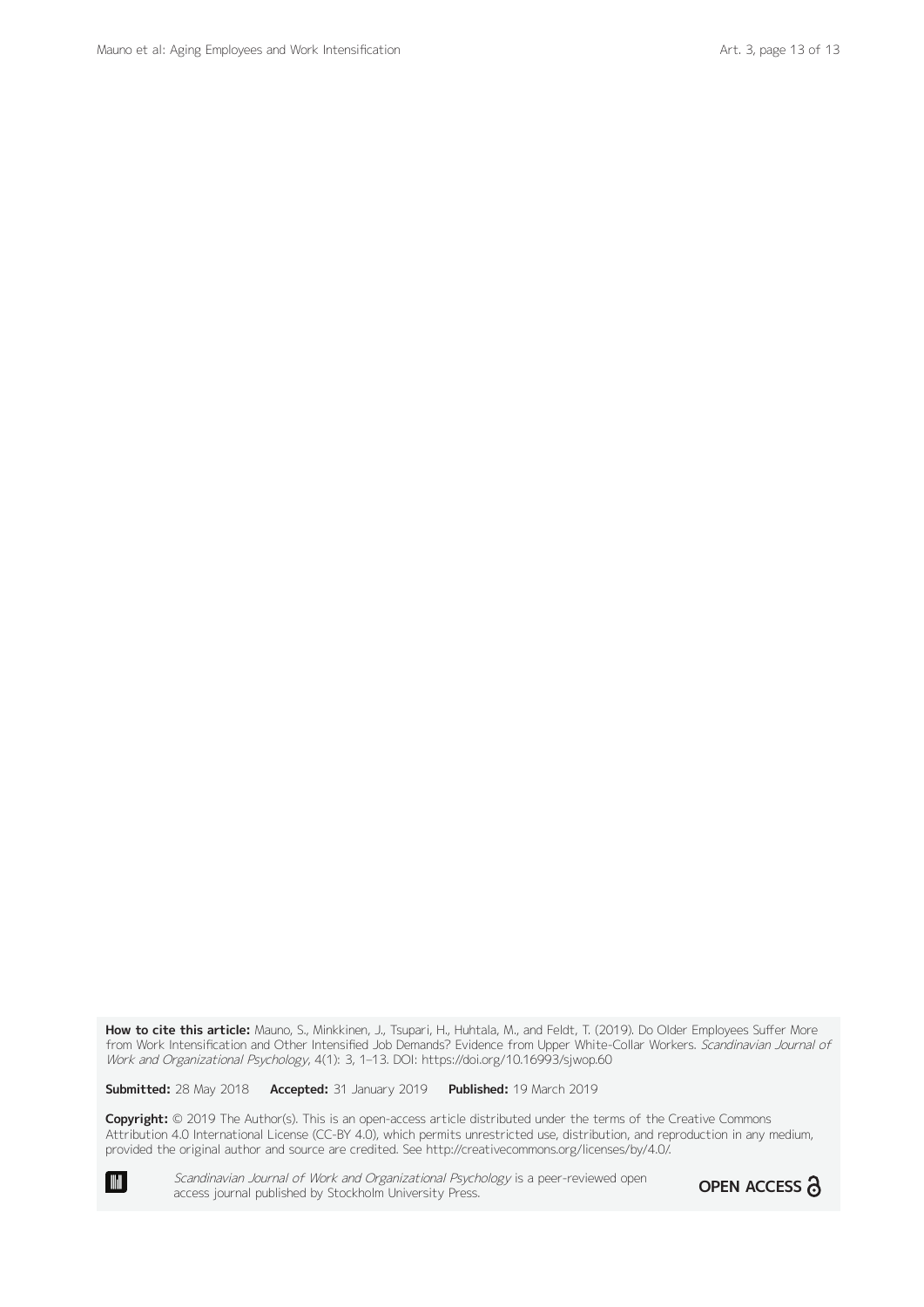**How to cite this article:** Mauno, S., Minkkinen, J., Tsupari, H., Huhtala, M., and Feldt, T. (2019). Do Older Employees Suffer More from Work Intensification and Other Intensified Job Demands? Evidence from Upper White-Collar Workers. *Scandinavian Journal of Work and Organizational Psychology*, 4(1): 3, 1–13. DOI: https://doi.org/10.16993/sjwop.60

**Submitted:** 28 May 2018 **Accepted:** 31 January 2019 **Published:** 19 March 2019

**Copyright:** © 2019 The Author(s). This is an open-access article distributed under the terms of the Creative Commons Attribution 4.0 International License (CC-BY 4.0), which permits unrestricted use, distribution, and reproduction in any medium, provided the original author and source are credited. See http://creativecommons.org/licenses/by/4.0/.

*Scandinavian Journal of Work and Organizational Psychology* is a peer-reviewed open access journal published by Stockholm University Press.

**OPEN ACCESS**